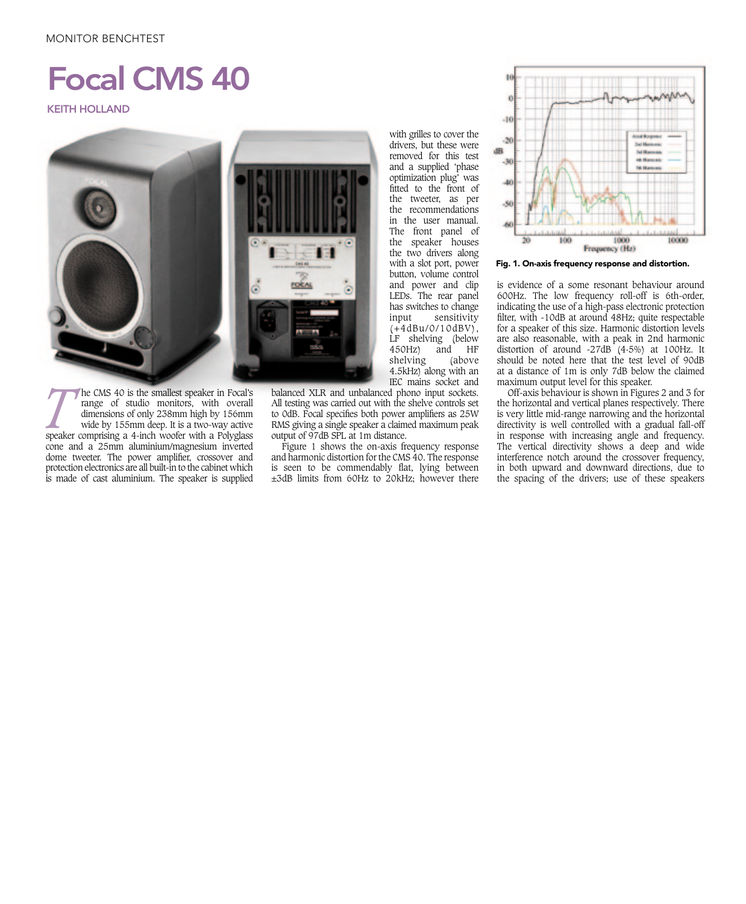MONITOR BENCHTEST

# Focal CMS 40

**KEITH HOLLAND**

The CMS 40 is the smallest speaker in Focal's range of studio monitors, with overall dimensions of only 238mm high by 156mm wide by 155mm deep. It is a two-way active speaker comprising a 4-inch woofer with a Polyglass cone and a 25mm aluminium/magnesium inverted dome tweeter. The power amplifier, crossover and protection electronics are all built-in to the cabinet which is made of cast aluminium. The speaker is supplied with grilles to cover the drivers, but these were removed for this test and a supplied 'phase optimization plug' was fitted to the front of the tweeter, as per the recommendations in the user manual. The front panel of the speaker houses the two drivers along with a slot port, power button, volume control and power and clip LEDs. The rear panel has switches to change input sensitivity (+4dBu/0/10dBV), LF shelving (below 450Hz) and HF shelving (above 4.5kHz) along with an IEC mains socket and balanced XLR and unbalanced phono input sockets. All testing was carried out with the shelve controls set to 0dB. Focal specifies both power amplifiers as 25W RMS giving a single speaker a claimed maximum peak output of 97dB SPL at 1m distance.

Figure 1 shows the on-axis frequency response and harmonic distortion for the CMS 40. The response is seen to be commendably flat, lying between ±3dB limits from 60Hz to 20kHz; however there is evidence of a some resonant behaviour around 600Hz. The low frequency roll-off is 6th-order, indicating the use of a high-pass electronic protection filter, with -10dB at around 48Hz; quite respectable for a speaker of this size. Harmonic distortion levels are also reasonable, with a peak in 2nd harmonic distortion of around -27dB (4·5%) at 100Hz. It should be noted here that the test level of 90dB at a distance of 1m is only 7dB below the claimed maximum output level for this speaker.

**Fig. 1. On-axis frequency response and distortion.**

Off-axis behaviour is shown in Figures 2 and 3 for the horizontal and vertical planes respectively. There is very little mid-range narrowing and the horizontal directivity is well controlled with a gradual fall-off in response with increasing angle and frequency. The vertical directivity shows a deep and wide interference notch around the crossover frequency, in both upward and downward directions, due to the spacing of the drivers; use of these speakers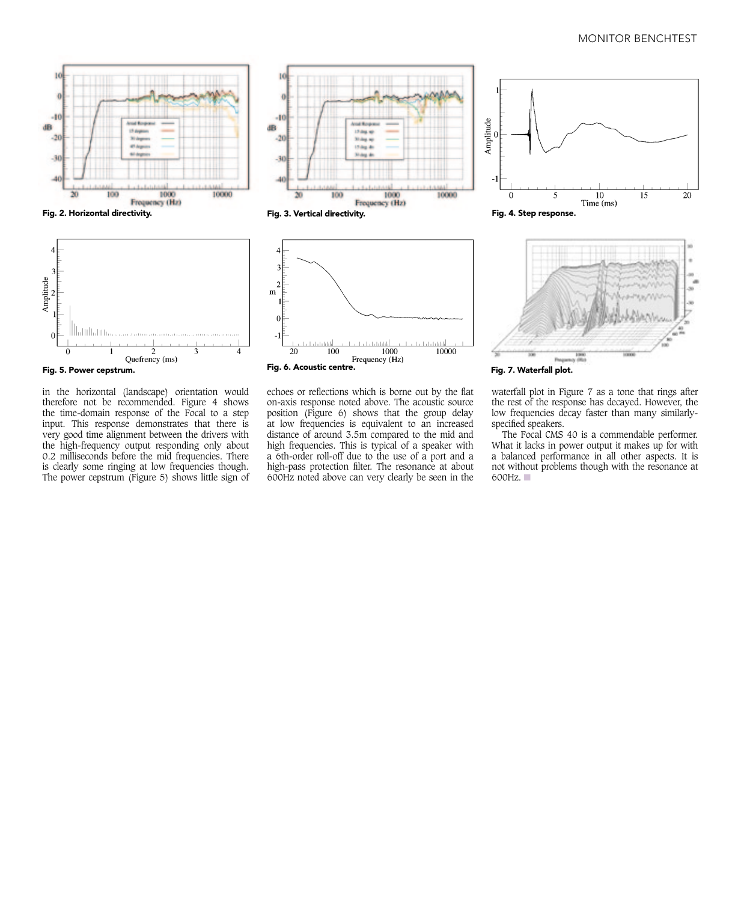Fig. 2. Horizontal directivity.

Fig. 3. Vertical directivity.

Fig. 4. Step response.

Fig. 5. Power cepstrum.

Fig. 6. Acoustic centre.

Fig. 7. Waterfall plot.

in the horizontal (landscape) orientation would therefore not be recommended. Figure 4 shows the time-domain response of the Focal to a step input. This response demonstrates that there is very good time alignment between the drivers with the high-frequency output responding only about 0.2 milliseconds before the mid frequencies. There is clearly some ringing at low frequencies though. The power cepstrum (Figure 5) shows little sign of echoes or reflections which is borne out by the flat on-axis response noted above. The acoustic source position (Figure 6) shows that the group delay at low frequencies is equivalent to an increased distance of around 3.5m compared to the mid and high frequencies. This is typical of a speaker with a 6th-order roll-off due to the use of a port and a high-pass protection filter. The resonance at about 600Hz noted above can very clearly be seen in the waterfall plot in Figure 7 as a tone that rings after the rest of the response has decayed. However, the low frequencies decay faster than many similarly-specified speakers.

The Focal CMS 40 is a commendable performer. What it lacks in power output it makes up for with a balanced performance in all other aspects. It is not without problems though with the resonance at 600Hz. ■